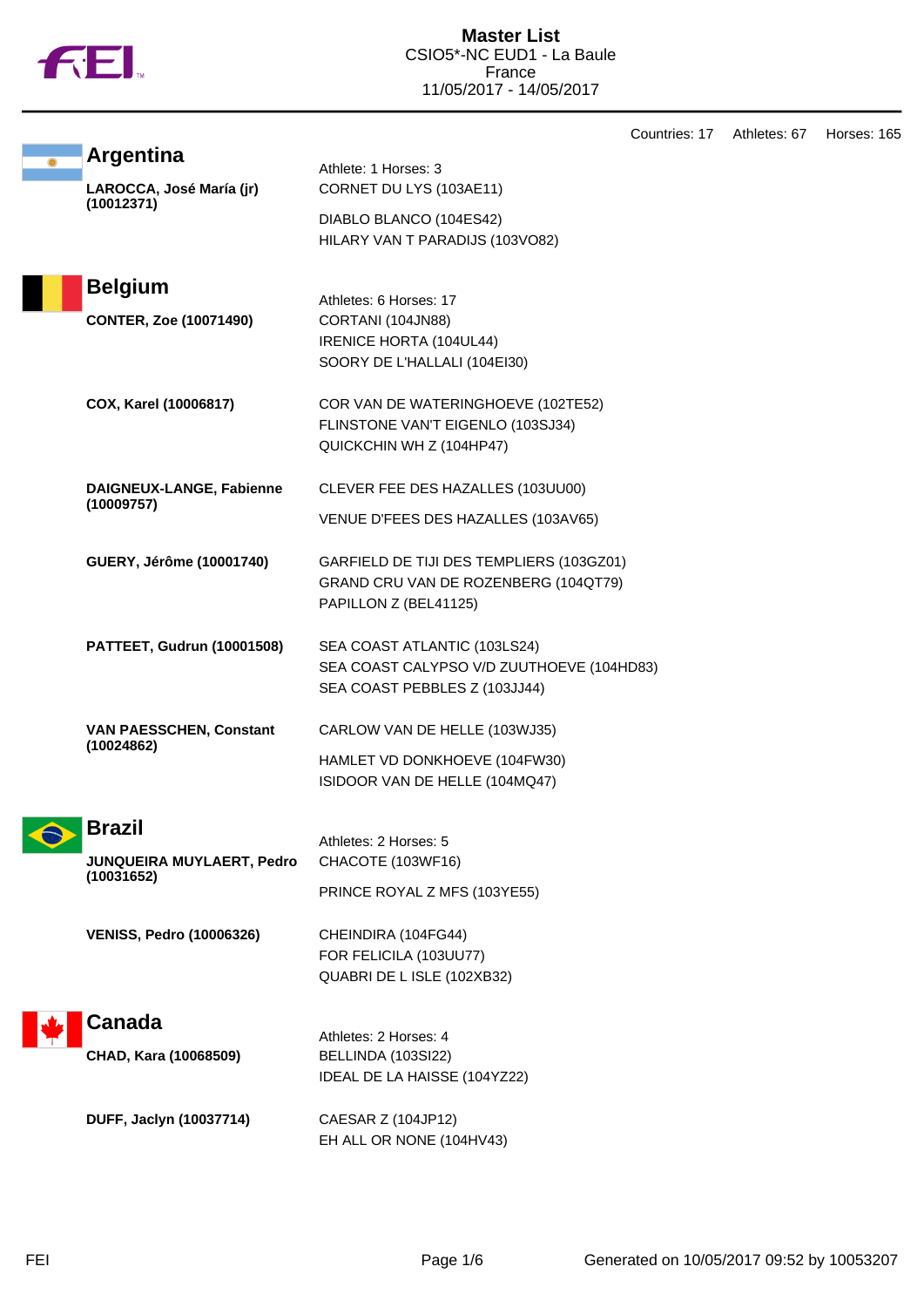# Master List

CSIO5*-NC EUD1 - La Baule
France
11/05/2017 - 14/05/2017

Countries: 17 Athletes: 67 Horses: 165

## Argentina

Athlete: 1 Horses: 3

**LAROCCA, José María (jr) (10012371)**
- CORNET DU LYS (103AE11)
- DIABLO BLANCO (104ES42)
- HILARY VAN T PARADIJS (103VO82)

## Belgium

Athletes: 6 Horses: 17

**CONTER, Zoe (10071490)**
- CORTANI (104JN88)
- IRENICE HORTA (104UL44)
- SOORY DE L'HALLALI (104EI30)

**COX, Karel (10006817)**
- COR VAN DE WATERINGHOEVE (102TE52)
- FLINSTONE VAN'T EIGENLO (103SJ34)
- QUICKCHIN WH Z (104HP47)

**DAIGNEUX-LANGE, Fabienne (10009757)**
- CLEVER FEE DES HAZALLES (103UU00)
- VENUE D'FEES DES HAZALLES (103AV65)

**GUERY, Jérôme (10001740)**
- GARFIELD DE TIJI DES TEMPLIERS (103GZ01)
- GRAND CRU VAN DE ROZENBERG (104QT79)
- PAPILLON Z (BEL41125)

**PATTEET, Gudrun (10001508)**
- SEA COAST ATLANTIC (103LS24)
- SEA COAST CALYPSO V/D ZUUTHOEVE (104HD83)
- SEA COAST PEBBLES Z (103JJ44)

**VAN PAESSCHEN, Constant (10024862)**
- CARLOW VAN DE HELLE (103WJ35)
- HAMLET VD DONKHOEVE (104FW30)
- ISIDOOR VAN DE HELLE (104MQ47)

## Brazil

Athletes: 2 Horses: 5

**JUNQUEIRA MUYLAERT, Pedro (10031652)**
- CHACOTE (103WF16)
- PRINCE ROYAL Z MFS (103YE55)

**VENISS, Pedro (10006326)**
- CHEINDIRA (104FG44)
- FOR FELICILA (103UU77)
- QUABRI DE L ISLE (102XB32)

## Canada

Athletes: 2 Horses: 4

**CHAD, Kara (10068509)**
- BELLINDA (103SI22)
- IDEAL DE LA HAISSE (104YZ22)

**DUFF, Jaclyn (10037714)**
- CAESAR Z (104JP12)
- EH ALL OR NONE (104HV43)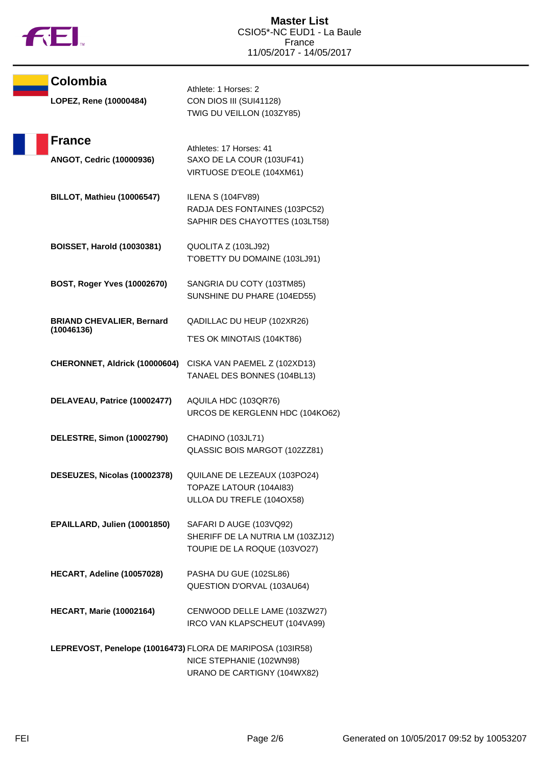# Master List

CSIO5*-NC EUD1 - La Baule
France
11/05/2017 - 14/05/2017

## Colombia

Athlete: 1 Horses: 2

| Athlete | Horses |
|---|---|
| **LOPEZ, Rene (10000484)** | CON DIOS III (SUI41128)<br>TWIG DU VEILLON (103ZY85) |

## France

Athletes: 17 Horses: 41

| Athlete | Horses |
|---|---|
| **ANGOT, Cedric (10000936)** | SAXO DE LA COUR (103UF41)<br>VIRTUOSE D'EOLE (104XM61) |
| **BILLOT, Mathieu (10006547)** | ILENA S (104FV89)<br>RADJA DES FONTAINES (103PC52)<br>SAPHIR DES CHAYOTTES (103LT58) |
| **BOISSET, Harold (10030381)** | QUOLITA Z (103LJ92)<br>T'OBETTY DU DOMAINE (103LJ91) |
| **BOST, Roger Yves (10002670)** | SANGRIA DU COTY (103TM85)<br>SUNSHINE DU PHARE (104ED55) |
| **BRIAND CHEVALIER, Bernard (10046136)** | QADILLAC DU HEUP (102XR26)<br>T'ES OK MINOTAIS (104KT86) |
| **CHERONNET, Aldrick (10000604)** | CISKA VAN PAEMEL Z (102XD13)<br>TANAEL DES BONNES (104BL13) |
| **DELAVEAU, Patrice (10002477)** | AQUILA HDC (103QR76)<br>URCOS DE KERGLENN HDC (104KO62) |
| **DELESTRE, Simon (10002790)** | CHADINO (103JL71)<br>QLASSIC BOIS MARGOT (102ZZ81) |
| **DESEUZES, Nicolas (10002378)** | QUILANE DE LEZEAUX (103PO24)<br>TOPAZE LATOUR (104AI83)<br>ULLOA DU TREFLE (104OX58) |
| **EPAILLARD, Julien (10001850)** | SAFARI D AUGE (103VQ92)<br>SHERIFF DE LA NUTRIA LM (103ZJ12)<br>TOUPIE DE LA ROQUE (103VO27) |
| **HECART, Adeline (10057028)** | PASHA DU GUE (102SL86)<br>QUESTION D'ORVAL (103AU64) |
| **HECART, Marie (10002164)** | CENWOOD DELLE LAME (103ZW27)<br>IRCO VAN KLAPSCHEUT (104VA99) |
| **LEPREVOST, Penelope (10016473)** | FLORA DE MARIPOSA (103IR58)<br>NICE STEPHANIE (102WN98)<br>URANO DE CARTIGNY (104WX82) |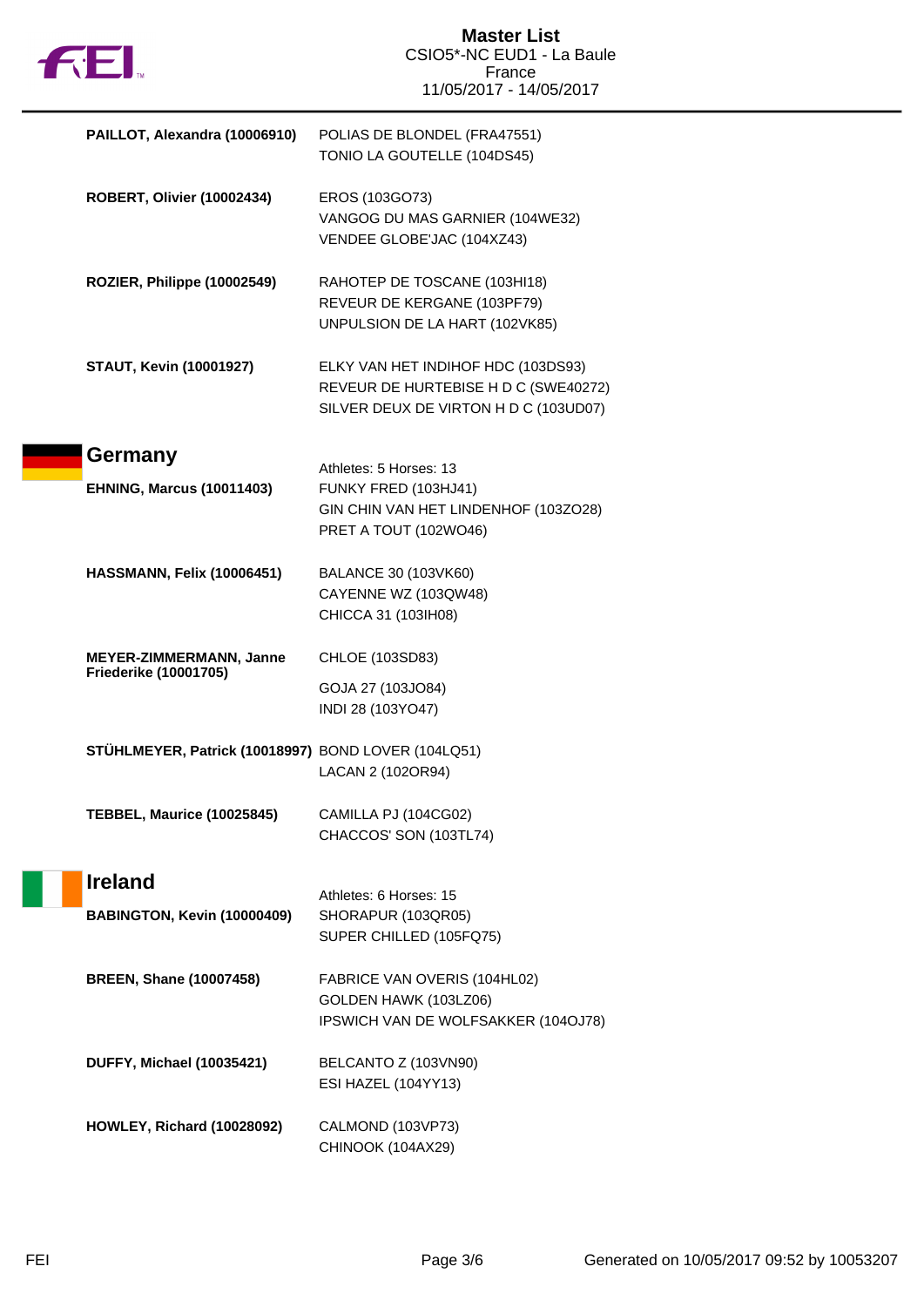| | |
|---|---|
| **PAILLOT, Alexandra (10006910)** | POLIAS DE BLONDEL (FRA47551)<br>TONIO LA GOUTELLE (104DS45) |
| **ROBERT, Olivier (10002434)** | EROS (103GO73)<br>VANGOG DU MAS GARNIER (104WE32)<br>VENDEE GLOBE'JAC (104XZ43) |
| **ROZIER, Philippe (10002549)** | RAHOTEP DE TOSCANE (103HI18)<br>REVEUR DE KERGANE (103PF79)<br>UNPULSION DE LA HART (102VK85) |
| **STAUT, Kevin (10001927)** | ELKY VAN HET INDIHOF HDC (103DS93)<br>REVEUR DE HURTEBISE H D C (SWE40272)<br>SILVER DEUX DE VIRTON H D C (103UD07) |

## Germany

Athletes: 5 Horses: 13

| | |
|---|---|
| **EHNING, Marcus (10011403)** | FUNKY FRED (103HJ41)<br>GIN CHIN VAN HET LINDENHOF (103ZO28)<br>PRET A TOUT (102WO46) |
| **HASSMANN, Felix (10006451)** | BALANCE 30 (103VK60)<br>CAYENNE WZ (103QW48)<br>CHICCA 31 (103IH08) |
| **MEYER-ZIMMERMANN, Janne Friederike (10001705)** | CHLOE (103SD83)<br>GOJA 27 (103JO84)<br>INDI 28 (103YO47) |
| **STÜHLMEYER, Patrick (10018997)** | BOND LOVER (104LQ51)<br>LACAN 2 (102OR94) |
| **TEBBEL, Maurice (10025845)** | CAMILLA PJ (104CG02)<br>CHACCOS' SON (103TL74) |

## Ireland

Athletes: 6 Horses: 15

| | |
|---|---|
| **BABINGTON, Kevin (10000409)** | SHORAPUR (103QR05)<br>SUPER CHILLED (105FQ75) |
| **BREEN, Shane (10007458)** | FABRICE VAN OVERIS (104HL02)<br>GOLDEN HAWK (103LZ06)<br>IPSWICH VAN DE WOLFSAKKER (104OJ78) |
| **DUFFY, Michael (10035421)** | BELCANTO Z (103VN90)<br>ESI HAZEL (104YY13) |
| **HOWLEY, Richard (10028092)** | CALMOND (103VP73)<br>CHINOOK (104AX29) |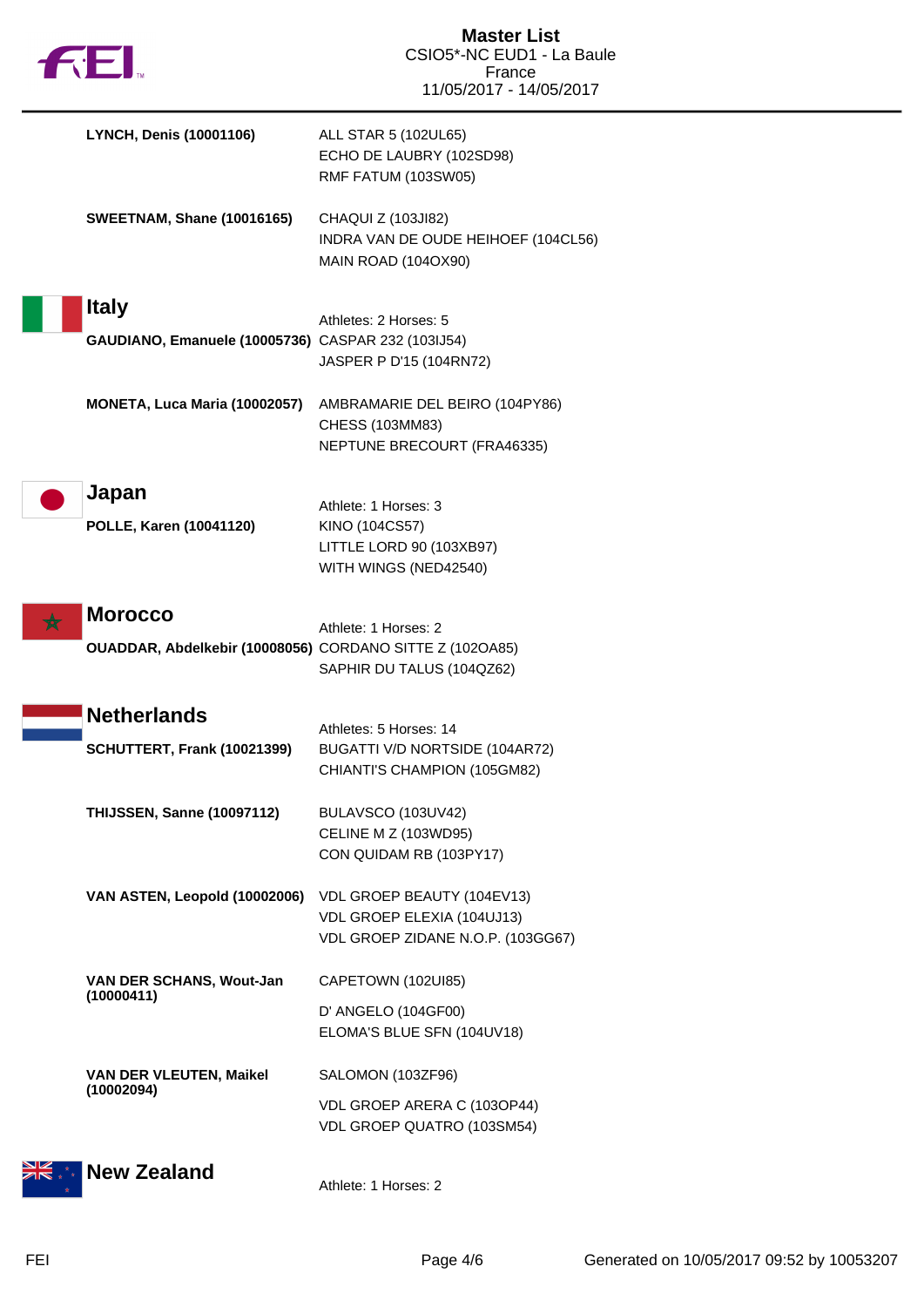**LYNCH, Denis (10001106)**
ALL STAR 5 (102UL65)
ECHO DE LAUBRY (102SD98)
RMF FATUM (103SW05)

**SWEETNAM, Shane (10016165)**
CHAQUI Z (103JI82)
INDRA VAN DE OUDE HEIHOEF (104CL56)
MAIN ROAD (104OX90)

## Italy

Athletes: 2 Horses: 5

**GAUDIANO, Emanuele (10005736)**
CASPAR 232 (103IJ54)
JASPER P D'15 (104RN72)

**MONETA, Luca Maria (10002057)**
AMBRAMARIE DEL BEIRO (104PY86)
CHESS (103MM83)
NEPTUNE BRECOURT (FRA46335)

## Japan

Athlete: 1 Horses: 3

**POLLE, Karen (10041120)**
KINO (104CS57)
LITTLE LORD 90 (103XB97)
WITH WINGS (NED42540)

## Morocco

Athlete: 1 Horses: 2

**OUADDAR, Abdelkebir (10008056)**
CORDANO SITTE Z (102OA85)
SAPHIR DU TALUS (104QZ62)

## Netherlands

Athletes: 5 Horses: 14

**SCHUTTERT, Frank (10021399)**
BUGATTI V/D NORTSIDE (104AR72)
CHIANTI'S CHAMPION (105GM82)

**THIJSSEN, Sanne (10097112)**
BULAVSCO (103UV42)
CELINE M Z (103WD95)
CON QUIDAM RB (103PY17)

**VAN ASTEN, Leopold (10002006)**
VDL GROEP BEAUTY (104EV13)
VDL GROEP ELEXIA (104UJ13)
VDL GROEP ZIDANE N.O.P. (103GG67)

**VAN DER SCHANS, Wout-Jan (10000411)**
CAPETOWN (102UI85)
D' ANGELO (104GF00)
ELOMA'S BLUE SFN (104UV18)

**VAN DER VLEUTEN, Maikel (10002094)**
SALOMON (103ZF96)
VDL GROEP ARERA C (103OP44)
VDL GROEP QUATRO (103SM54)

## New Zealand

Athlete: 1 Horses: 2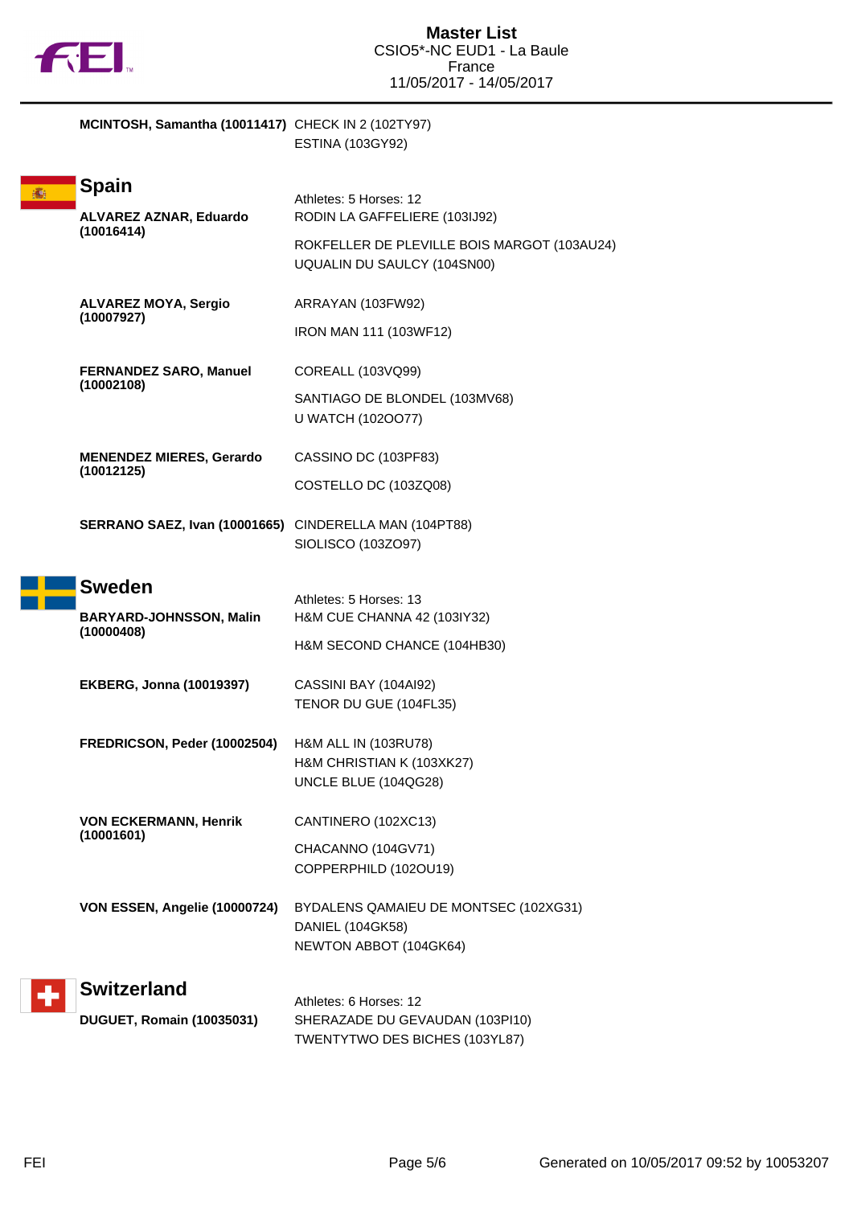**MCINTOSH, Samantha (10011417)** CHECK IN 2 (102TY97)
ESTINA (103GY92)

## Spain

Athletes: 5 Horses: 12

**ALVAREZ AZNAR, Eduardo (10016414)**
RODIN LA GAFFELIERE (103IJ92)
ROKFELLER DE PLEVILLE BOIS MARGOT (103AU24)
UQUALIN DU SAULCY (104SN00)

**ALVAREZ MOYA, Sergio (10007927)**
ARRAYAN (103FW92)
IRON MAN 111 (103WF12)

**FERNANDEZ SARO, Manuel (10002108)**
COREALL (103VQ99)
SANTIAGO DE BLONDEL (103MV68)
U WATCH (102OO77)

**MENENDEZ MIERES, Gerardo (10012125)**
CASSINO DC (103PF83)
COSTELLO DC (103ZQ08)

**SERRANO SAEZ, Ivan (10001665)**
CINDERELLA MAN (104PT88)
SIOLISCO (103ZO97)

## Sweden

Athletes: 5 Horses: 13

**BARYARD-JOHNSSON, Malin (10000408)**
H&M CUE CHANNA 42 (103IY32)
H&M SECOND CHANCE (104HB30)

**EKBERG, Jonna (10019397)**
CASSINI BAY (104AI92)
TENOR DU GUE (104FL35)

**FREDRICSON, Peder (10002504)**
H&M ALL IN (103RU78)
H&M CHRISTIAN K (103XK27)
UNCLE BLUE (104QG28)

**VON ECKERMANN, Henrik (10001601)**
CANTINERO (102XC13)
CHACANNO (104GV71)
COPPERPHILD (102OU19)

**VON ESSEN, Angelie (10000724)**
BYDALENS QAMAIEU DE MONTSEC (102XG31)
DANIEL (104GK58)
NEWTON ABBOT (104GK64)

## Switzerland

Athletes: 6 Horses: 12

**DUGUET, Romain (10035031)**
SHERAZADE DU GEVAUDAN (103PI10)
TWENTYTWO DES BICHES (103YL87)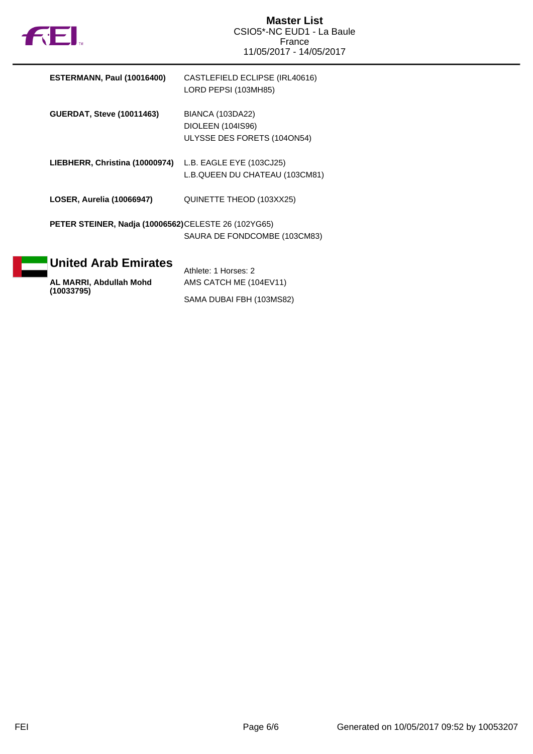| | |
|---|---|
| **ESTERMANN, Paul (10016400)** | CASTLEFIELD ECLIPSE (IRL40616)<br>LORD PEPSI (103MH85) |
| **GUERDAT, Steve (10011463)** | BIANCA (103DA22)<br>DIOLEEN (104IS96)<br>ULYSSE DES FORETS (104ON54) |
| **LIEBHERR, Christina (10000974)** | L.B. EAGLE EYE (103CJ25)<br>L.B.QUEEN DU CHATEAU (103CM81) |
| **LOSER, Aurelia (10066947)** | QUINETTE THEOD (103XX25) |
| **PETER STEINER, Nadja (10006562)** | CELESTE 26 (102YG65)<br>SAURA DE FONDCOMBE (103CM83) |

## United Arab Emirates

Athlete: 1 Horses: 2

| | |
|---|---|
| **AL MARRI, Abdullah Mohd (10033795)** | AMS CATCH ME (104EV11)<br>SAMA DUBAI FBH (103MS82) |